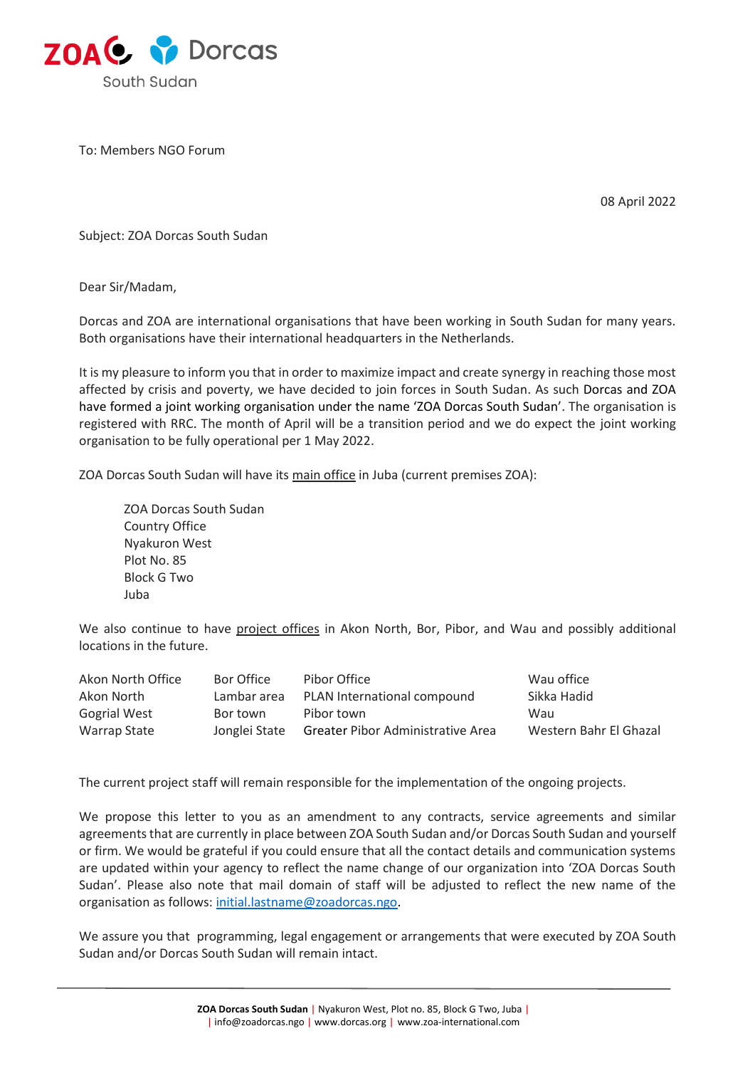ZOA Dorcas
South Sudan

To: Members NGO Forum

08 April 2022

Subject: ZOA Dorcas South Sudan

Dear Sir/Madam,

Dorcas and ZOA are international organisations that have been working in South Sudan for many years. Both organisations have their international headquarters in the Netherlands.

It is my pleasure to inform you that in order to maximize impact and create synergy in reaching those most affected by crisis and poverty, we have decided to join forces in South Sudan. As such Dorcas and ZOA have formed a joint working organisation under the name 'ZOA Dorcas South Sudan'. The organisation is registered with RRC. The month of April will be a transition period and we do expect the joint working organisation to be fully operational per 1 May 2022.

ZOA Dorcas South Sudan will have its main office in Juba (current premises ZOA):

ZOA Dorcas South Sudan
Country Office
Nyakuron West
Plot No. 85
Block G Two
Juba

We also continue to have project offices in Akon North, Bor, Pibor, and Wau and possibly additional locations in the future.

| Akon North Office | Bor Office | Pibor Office | Wau office |
|---|---|---|---|
| Akon North | Lambar area | PLAN International compound | Sikka Hadid |
| Gogrial West | Bor town | Pibor town | Wau |
| Warrap State | Jonglei State | Greater Pibor Administrative Area | Western Bahr El Ghazal |

The current project staff will remain responsible for the implementation of the ongoing projects.

We propose this letter to you as an amendment to any contracts, service agreements and similar agreements that are currently in place between ZOA South Sudan and/or Dorcas South Sudan and yourself or firm. We would be grateful if you could ensure that all the contact details and communication systems are updated within your agency to reflect the name change of our organization into 'ZOA Dorcas South Sudan'. Please also note that mail domain of staff will be adjusted to reflect the new name of the organisation as follows: initial.lastname@zoadorcas.ngo.

We assure you that programming, legal engagement or arrangements that were executed by ZOA South Sudan and/or Dorcas South Sudan will remain intact.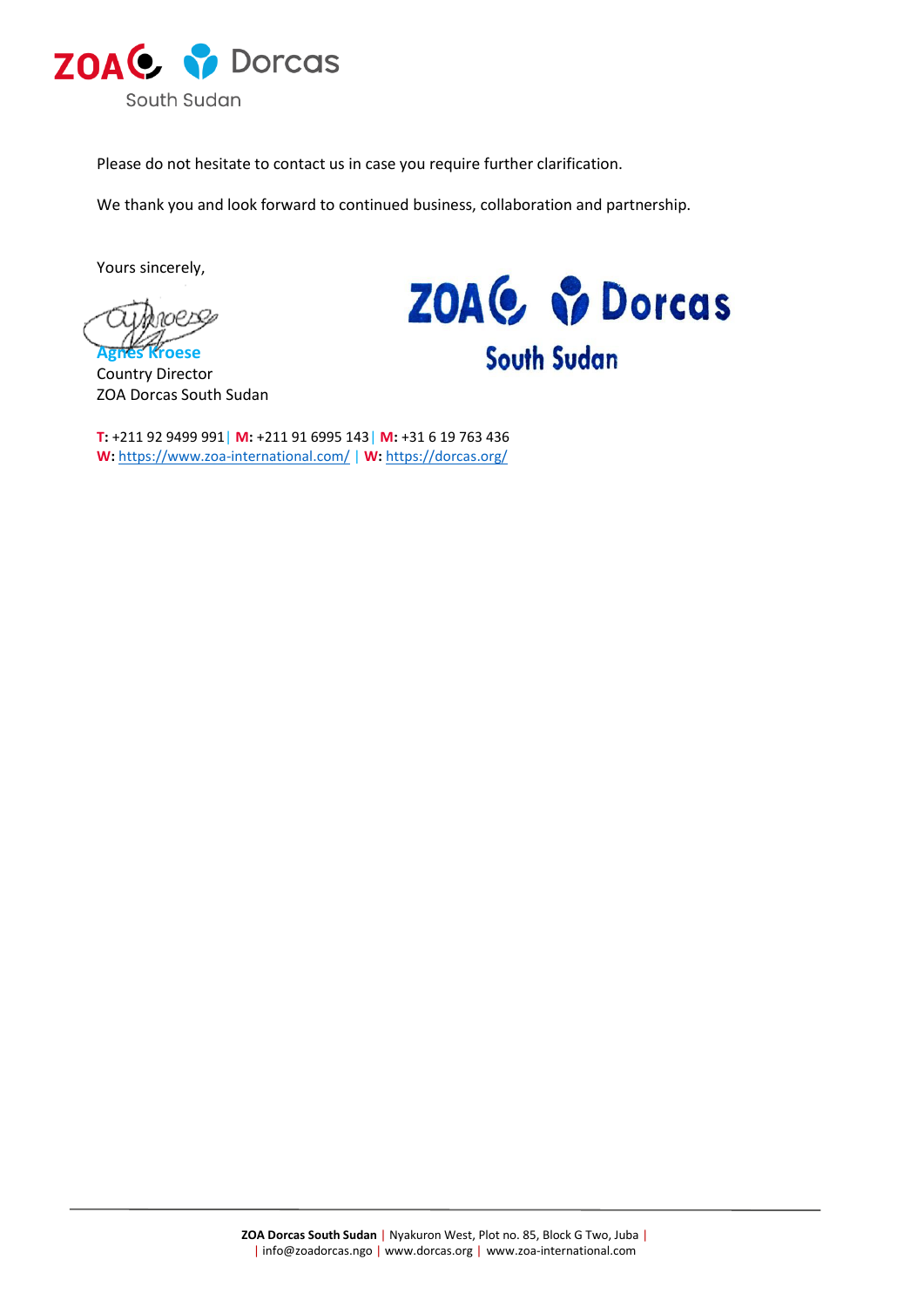Please do not hesitate to contact us in case you require further clarification.

We thank you and look forward to continued business, collaboration and partnership.

Yours sincerely,

**Agnes Kroese**
Country Director
ZOA Dorcas South Sudan

**T:** +211 92 9499 991 | **M:** +211 91 6995 143 | **M:** +31 6 19 763 436
**W:** https://www.zoa-international.com/ | **W:** https://dorcas.org/